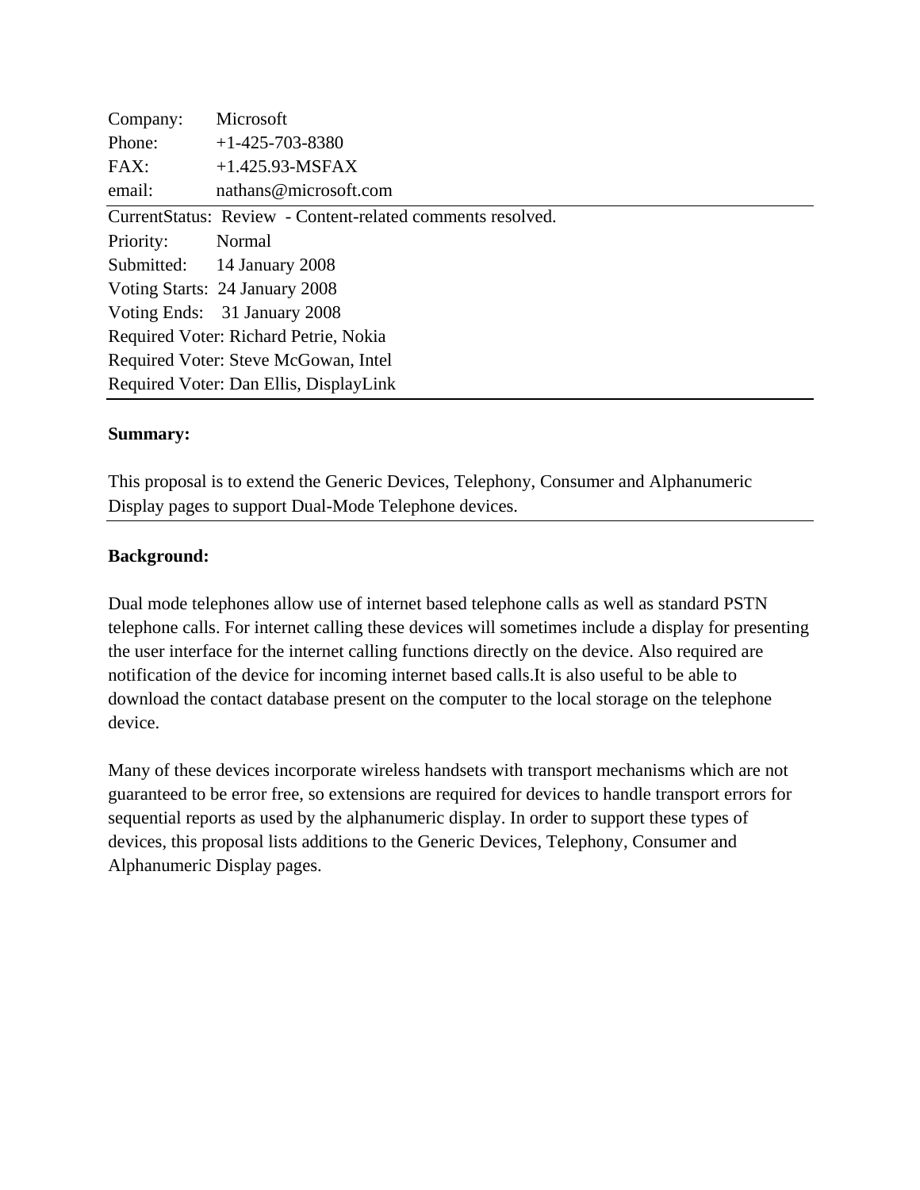Company: Microsoft
Phone: +1-425-703-8380
FAX: +1.425.93-MSFAX
email: nathans@microsoft.com

---

CurrentStatus: Review - Content-related comments resolved.
Priority: Normal
Submitted: 14 January 2008
Voting Starts: 24 January 2008
Voting Ends: 31 January 2008
Required Voter: Richard Petrie, Nokia
Required Voter: Steve McGowan, Intel
Required Voter: Dan Ellis, DisplayLink

---

**Summary:**

This proposal is to extend the Generic Devices, Telephony, Consumer and Alphanumeric Display pages to support Dual-Mode Telephone devices.

---

**Background:**

Dual mode telephones allow use of internet based telephone calls as well as standard PSTN telephone calls. For internet calling these devices will sometimes include a display for presenting the user interface for the internet calling functions directly on the device. Also required are notification of the device for incoming internet based calls.It is also useful to be able to download the contact database present on the computer to the local storage on the telephone device.

Many of these devices incorporate wireless handsets with transport mechanisms which are not guaranteed to be error free, so extensions are required for devices to handle transport errors for sequential reports as used by the alphanumeric display. In order to support these types of devices, this proposal lists additions to the Generic Devices, Telephony, Consumer and Alphanumeric Display pages.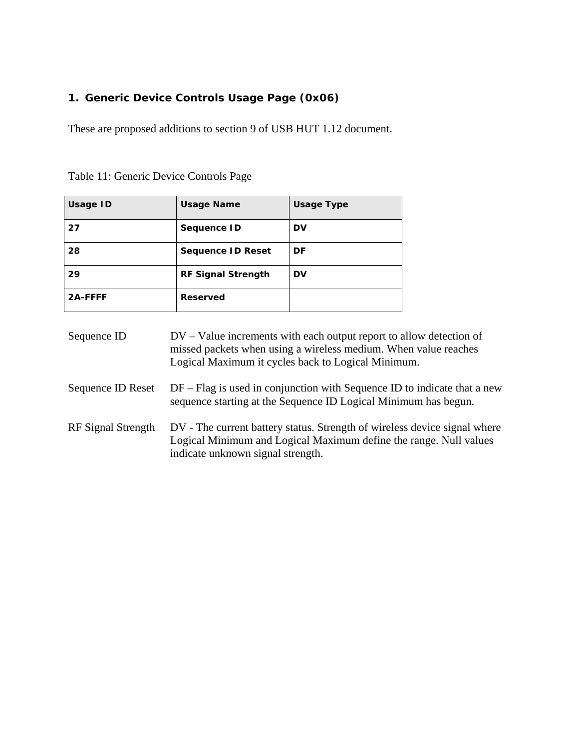## 1. Generic Device Controls Usage Page (0x06)

These are proposed additions to section 9 of USB HUT 1.12 document.

Table 11: Generic Device Controls Page

| Usage ID | Usage Name | Usage Type |
| --- | --- | --- |
| 27 | Sequence ID | DV |
| 28 | Sequence ID Reset | DF |
| 29 | RF Signal Strength | DV |
| 2A-FFFF | Reserved | |

Sequence ID DV – Value increments with each output report to allow detection of missed packets when using a wireless medium. When value reaches Logical Maximum it cycles back to Logical Minimum.

Sequence ID Reset DF – Flag is used in conjunction with Sequence ID to indicate that a new sequence starting at the Sequence ID Logical Minimum has begun.

RF Signal Strength DV - The current battery status. Strength of wireless device signal where Logical Minimum and Logical Maximum define the range. Null values indicate unknown signal strength.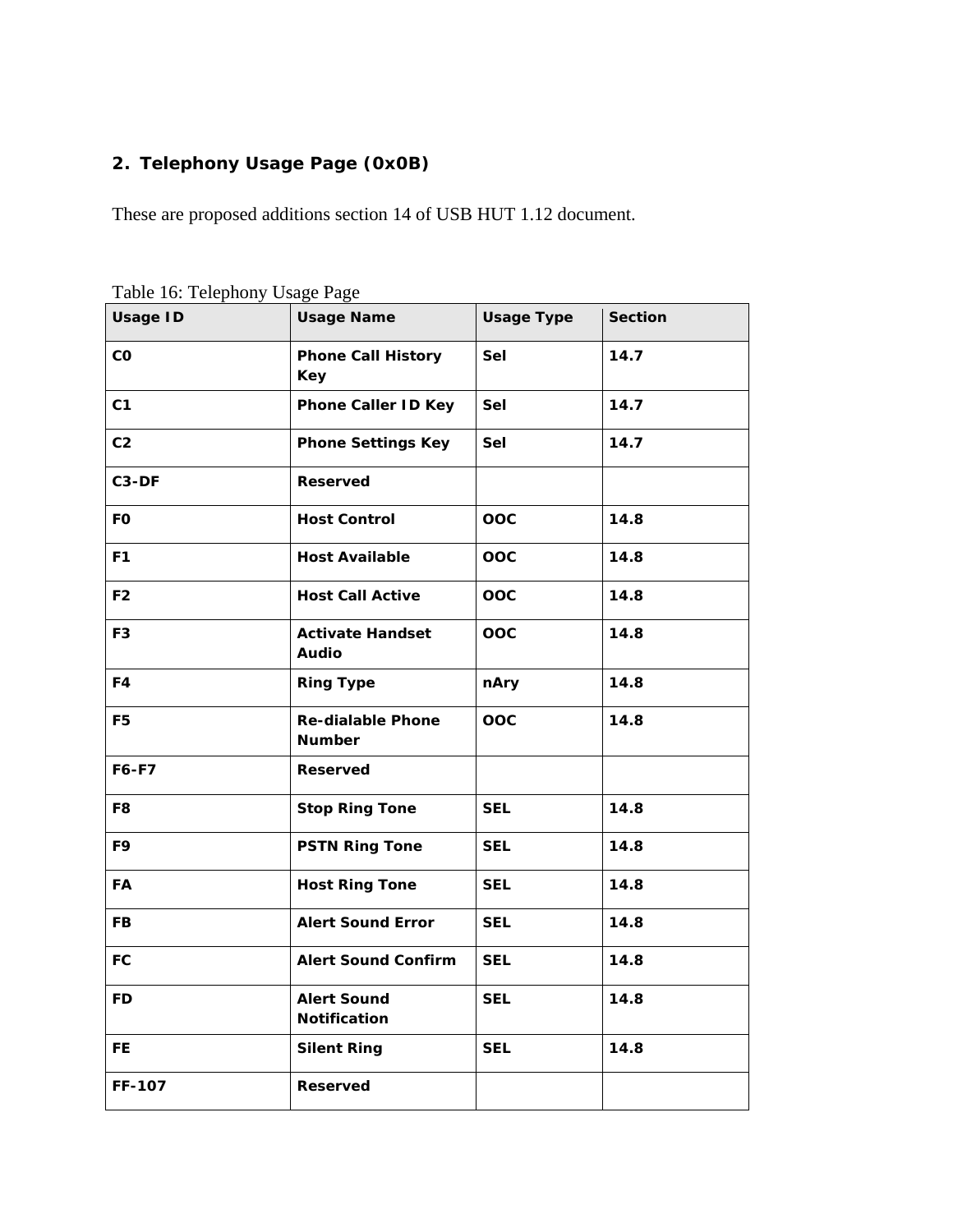## 2. Telephony Usage Page (0x0B)

These are proposed additions section 14 of USB HUT 1.12 document.

Table 16: Telephony Usage Page

| Usage ID | Usage Name | Usage Type | Section |
|---|---|---|---|
| C0 | Phone Call History Key | Sel | 14.7 |
| C1 | Phone Caller ID Key | Sel | 14.7 |
| C2 | Phone Settings Key | Sel | 14.7 |
| C3-DF | Reserved | | |
| F0 | Host Control | OOC | 14.8 |
| F1 | Host Available | OOC | 14.8 |
| F2 | Host Call Active | OOC | 14.8 |
| F3 | Activate Handset Audio | OOC | 14.8 |
| F4 | Ring Type | nAry | 14.8 |
| F5 | Re-dialable Phone Number | OOC | 14.8 |
| F6-F7 | Reserved | | |
| F8 | Stop Ring Tone | SEL | 14.8 |
| F9 | PSTN Ring Tone | SEL | 14.8 |
| FA | Host Ring Tone | SEL | 14.8 |
| FB | Alert Sound Error | SEL | 14.8 |
| FC | Alert Sound Confirm | SEL | 14.8 |
| FD | Alert Sound Notification | SEL | 14.8 |
| FE | Silent Ring | SEL | 14.8 |
| FF-107 | Reserved | | |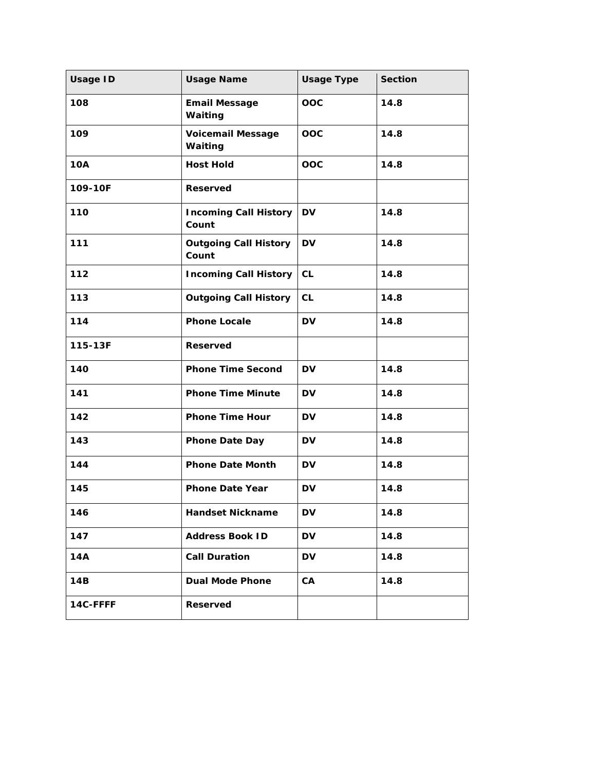| Usage ID | Usage Name | Usage Type | Section |
|---|---|---|---|
| 108 | Email Message Waiting | OOC | 14.8 |
| 109 | Voicemail Message Waiting | OOC | 14.8 |
| 10A | Host Hold | OOC | 14.8 |
| 109-10F | Reserved | | |
| 110 | Incoming Call History Count | DV | 14.8 |
| 111 | Outgoing Call History Count | DV | 14.8 |
| 112 | Incoming Call History | CL | 14.8 |
| 113 | Outgoing Call History | CL | 14.8 |
| 114 | Phone Locale | DV | 14.8 |
| 115-13F | Reserved | | |
| 140 | Phone Time Second | DV | 14.8 |
| 141 | Phone Time Minute | DV | 14.8 |
| 142 | Phone Time Hour | DV | 14.8 |
| 143 | Phone Date Day | DV | 14.8 |
| 144 | Phone Date Month | DV | 14.8 |
| 145 | Phone Date Year | DV | 14.8 |
| 146 | Handset Nickname | DV | 14.8 |
| 147 | Address Book ID | DV | 14.8 |
| 14A | Call Duration | DV | 14.8 |
| 14B | Dual Mode Phone | CA | 14.8 |
| 14C-FFFF | Reserved | | |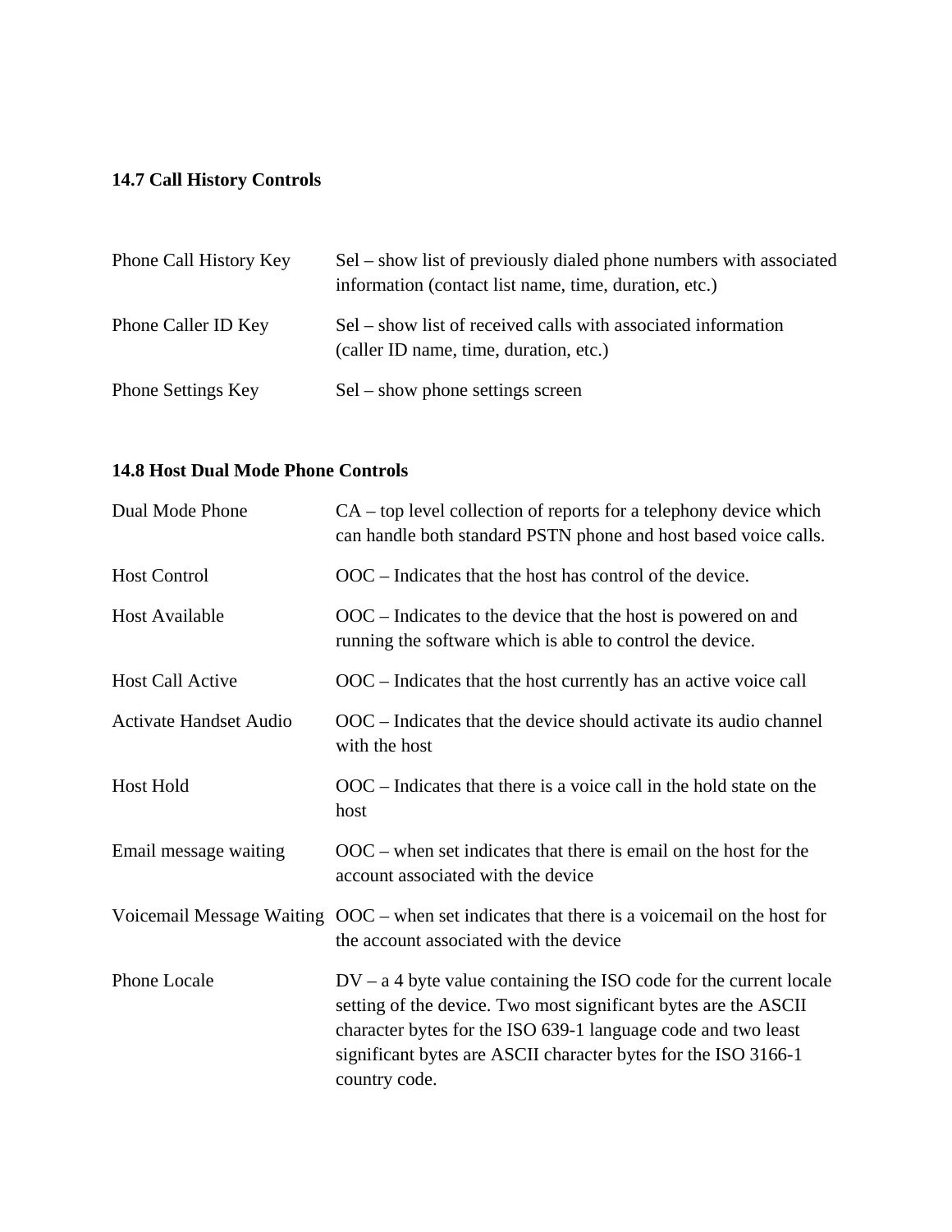**14.7 Call History Controls**

| | |
|---|---|
| Phone Call History Key | Sel – show list of previously dialed phone numbers with associated information (contact list name, time, duration, etc.) |
| Phone Caller ID Key | Sel – show list of received calls with associated information (caller ID name, time, duration, etc.) |
| Phone Settings Key | Sel – show phone settings screen |

**14.8 Host Dual Mode Phone Controls**

| | |
|---|---|
| Dual Mode Phone | CA – top level collection of reports for a telephony device which can handle both standard PSTN phone and host based voice calls. |
| Host Control | OOC – Indicates that the host has control of the device. |
| Host Available | OOC – Indicates to the device that the host is powered on and running the software which is able to control the device. |
| Host Call Active | OOC – Indicates that the host currently has an active voice call |
| Activate Handset Audio | OOC – Indicates that the device should activate its audio channel with the host |
| Host Hold | OOC – Indicates that there is a voice call in the hold state on the host |
| Email message waiting | OOC – when set indicates that there is email on the host for the account associated with the device |
| Voicemail Message Waiting | OOC – when set indicates that there is a voicemail on the host for the account associated with the device |
| Phone Locale | DV – a 4 byte value containing the ISO code for the current locale setting of the device. Two most significant bytes are the ASCII character bytes for the ISO 639-1 language code and two least significant bytes are ASCII character bytes for the ISO 3166-1 country code. |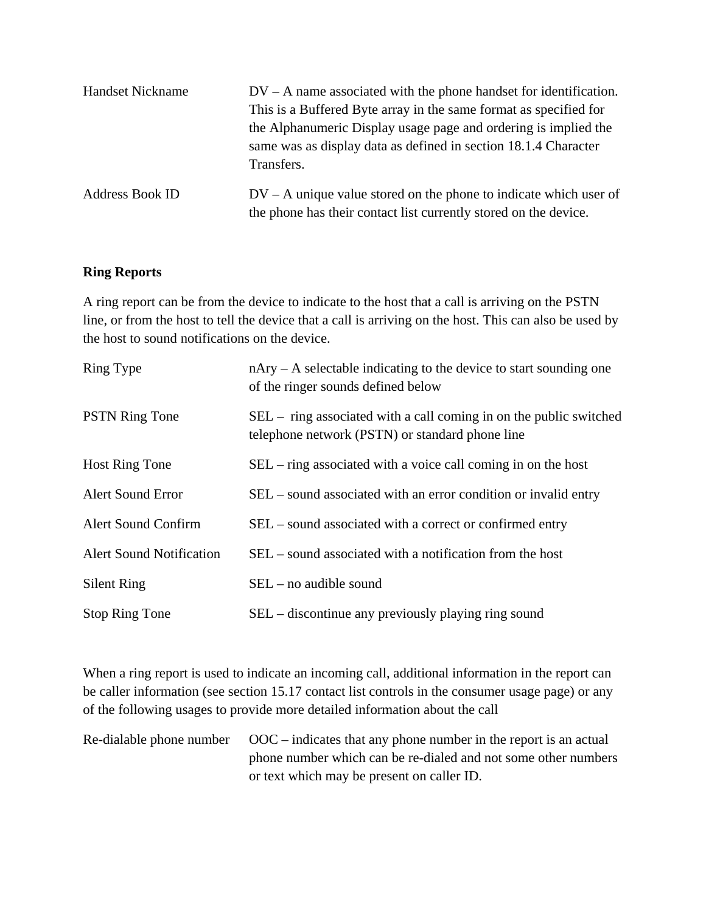| | |
|---|---|
| Handset Nickname | DV – A name associated with the phone handset for identification. This is a Buffered Byte array in the same format as specified for the Alphanumeric Display usage page and ordering is implied the same was as display data as defined in section 18.1.4 Character Transfers. |
| Address Book ID | DV – A unique value stored on the phone to indicate which user of the phone has their contact list currently stored on the device. |

**Ring Reports**

A ring report can be from the device to indicate to the host that a call is arriving on the PSTN line, or from the host to tell the device that a call is arriving on the host. This can also be used by the host to sound notifications on the device.

| | |
|---|---|
| Ring Type | nAry – A selectable indicating to the device to start sounding one of the ringer sounds defined below |
| PSTN Ring Tone | SEL – ring associated with a call coming in on the public switched telephone network (PSTN) or standard phone line |
| Host Ring Tone | SEL – ring associated with a voice call coming in on the host |
| Alert Sound Error | SEL – sound associated with an error condition or invalid entry |
| Alert Sound Confirm | SEL – sound associated with a correct or confirmed entry |
| Alert Sound Notification | SEL – sound associated with a notification from the host |
| Silent Ring | SEL – no audible sound |
| Stop Ring Tone | SEL – discontinue any previously playing ring sound |

When a ring report is used to indicate an incoming call, additional information in the report can be caller information (see section 15.17 contact list controls in the consumer usage page) or any of the following usages to provide more detailed information about the call

| | |
|---|---|
| Re-dialable phone number | OOC – indicates that any phone number in the report is an actual phone number which can be re-dialed and not some other numbers or text which may be present on caller ID. |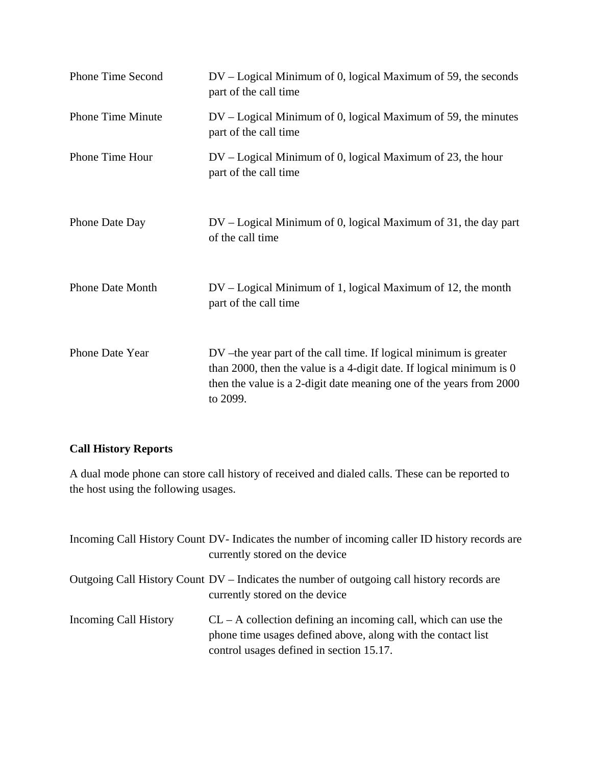| | |
|---|---|
| Phone Time Second | DV – Logical Minimum of 0, logical Maximum of 59, the seconds part of the call time |
| Phone Time Minute | DV – Logical Minimum of 0, logical Maximum of 59, the minutes part of the call time |
| Phone Time Hour | DV – Logical Minimum of 0, logical Maximum of 23, the hour part of the call time |
| Phone Date Day | DV – Logical Minimum of 0, logical Maximum of 31, the day part of the call time |
| Phone Date Month | DV – Logical Minimum of 1, logical Maximum of 12, the month part of the call time |
| Phone Date Year | DV –the year part of the call time. If logical minimum is greater than 2000, then the value is a 4-digit date. If logical minimum is 0 then the value is a 2-digit date meaning one of the years from 2000 to 2099. |

**Call History Reports**

A dual mode phone can store call history of received and dialed calls. These can be reported to the host using the following usages.

| | |
|---|---|
| Incoming Call History Count | DV- Indicates the number of incoming caller ID history records are currently stored on the device |
| Outgoing Call History Count | DV – Indicates the number of outgoing call history records are currently stored on the device |
| Incoming Call History | CL – A collection defining an incoming call, which can use the phone time usages defined above, along with the contact list control usages defined in section 15.17. |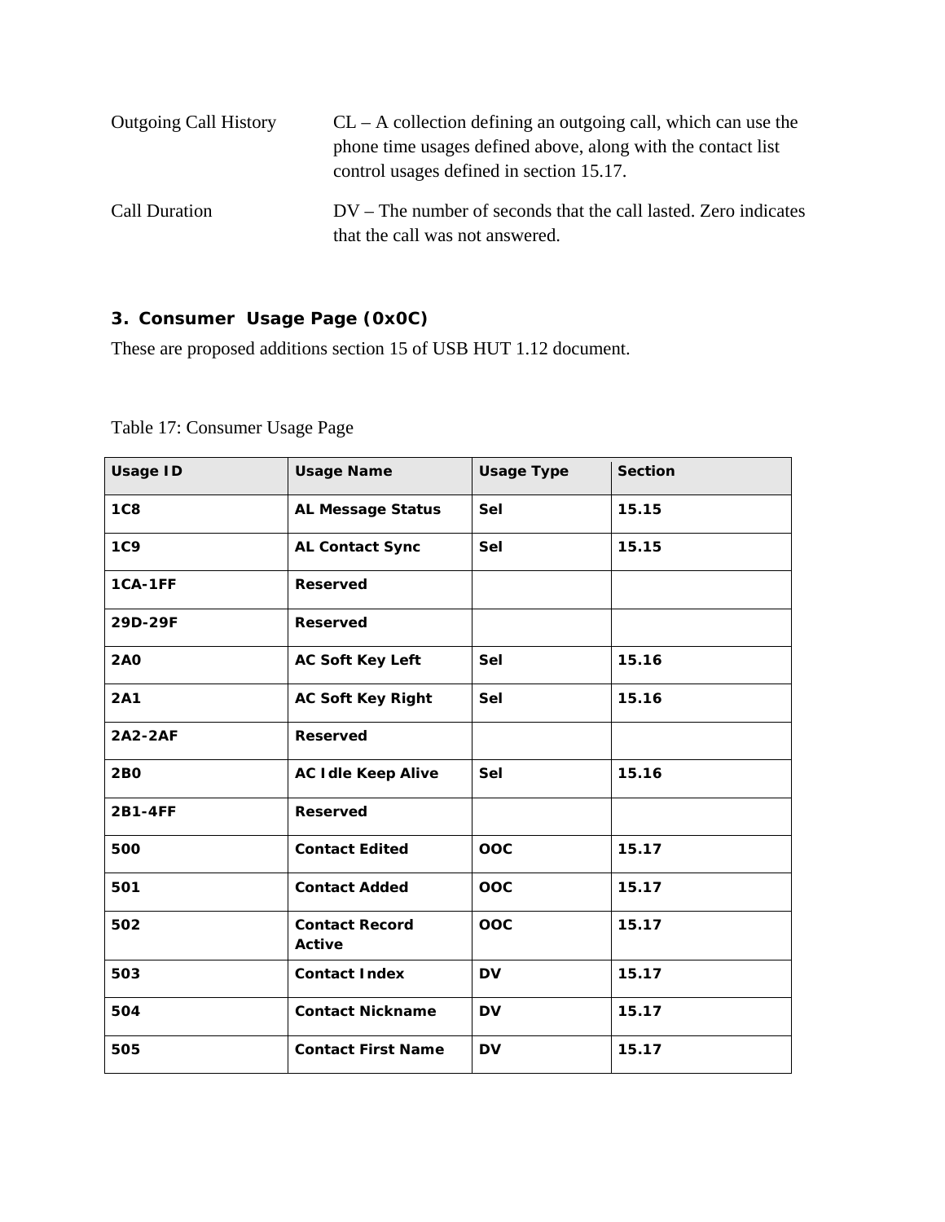Outgoing Call History CL – A collection defining an outgoing call, which can use the phone time usages defined above, along with the contact list control usages defined in section 15.17.

Call Duration DV – The number of seconds that the call lasted. Zero indicates that the call was not answered.

## 3. Consumer Usage Page (0x0C)

These are proposed additions section 15 of USB HUT 1.12 document.

Table 17: Consumer Usage Page

| Usage ID | Usage Name | Usage Type | Section |
|---|---|---|---|
| 1C8 | AL Message Status | Sel | 15.15 |
| 1C9 | AL Contact Sync | Sel | 15.15 |
| 1CA-1FF | Reserved | | |
| 29D-29F | Reserved | | |
| 2A0 | AC Soft Key Left | Sel | 15.16 |
| 2A1 | AC Soft Key Right | Sel | 15.16 |
| 2A2-2AF | Reserved | | |
| 2B0 | AC Idle Keep Alive | Sel | 15.16 |
| 2B1-4FF | Reserved | | |
| 500 | Contact Edited | OOC | 15.17 |
| 501 | Contact Added | OOC | 15.17 |
| 502 | Contact Record Active | OOC | 15.17 |
| 503 | Contact Index | DV | 15.17 |
| 504 | Contact Nickname | DV | 15.17 |
| 505 | Contact First Name | DV | 15.17 |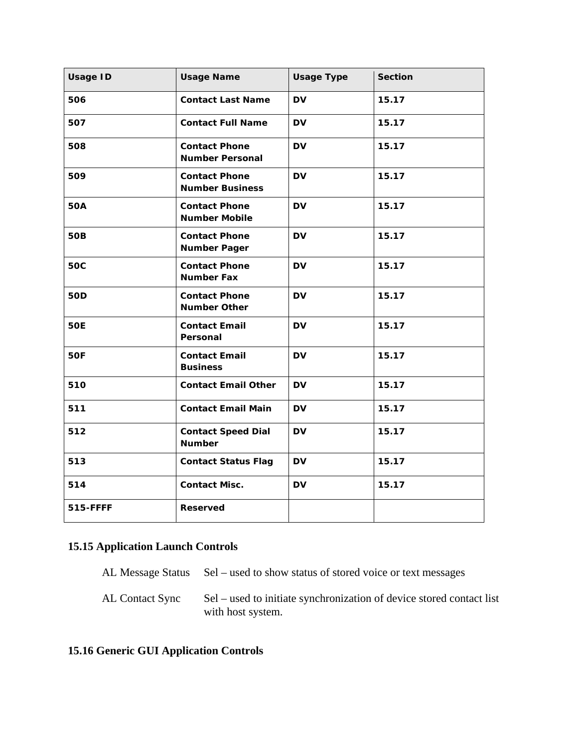| Usage ID | Usage Name | Usage Type | Section |
|---|---|---|---|
| 506 | Contact Last Name | DV | 15.17 |
| 507 | Contact Full Name | DV | 15.17 |
| 508 | Contact Phone Number Personal | DV | 15.17 |
| 509 | Contact Phone Number Business | DV | 15.17 |
| 50A | Contact Phone Number Mobile | DV | 15.17 |
| 50B | Contact Phone Number Pager | DV | 15.17 |
| 50C | Contact Phone Number Fax | DV | 15.17 |
| 50D | Contact Phone Number Other | DV | 15.17 |
| 50E | Contact Email Personal | DV | 15.17 |
| 50F | Contact Email Business | DV | 15.17 |
| 510 | Contact Email Other | DV | 15.17 |
| 511 | Contact Email Main | DV | 15.17 |
| 512 | Contact Speed Dial Number | DV | 15.17 |
| 513 | Contact Status Flag | DV | 15.17 |
| 514 | Contact Misc. | DV | 15.17 |
| 515-FFFF | Reserved | | |

## 15.15 Application Launch Controls

AL Message Status — Sel – used to show status of stored voice or text messages

AL Contact Sync — Sel – used to initiate synchronization of device stored contact list with host system.

## 15.16 Generic GUI Application Controls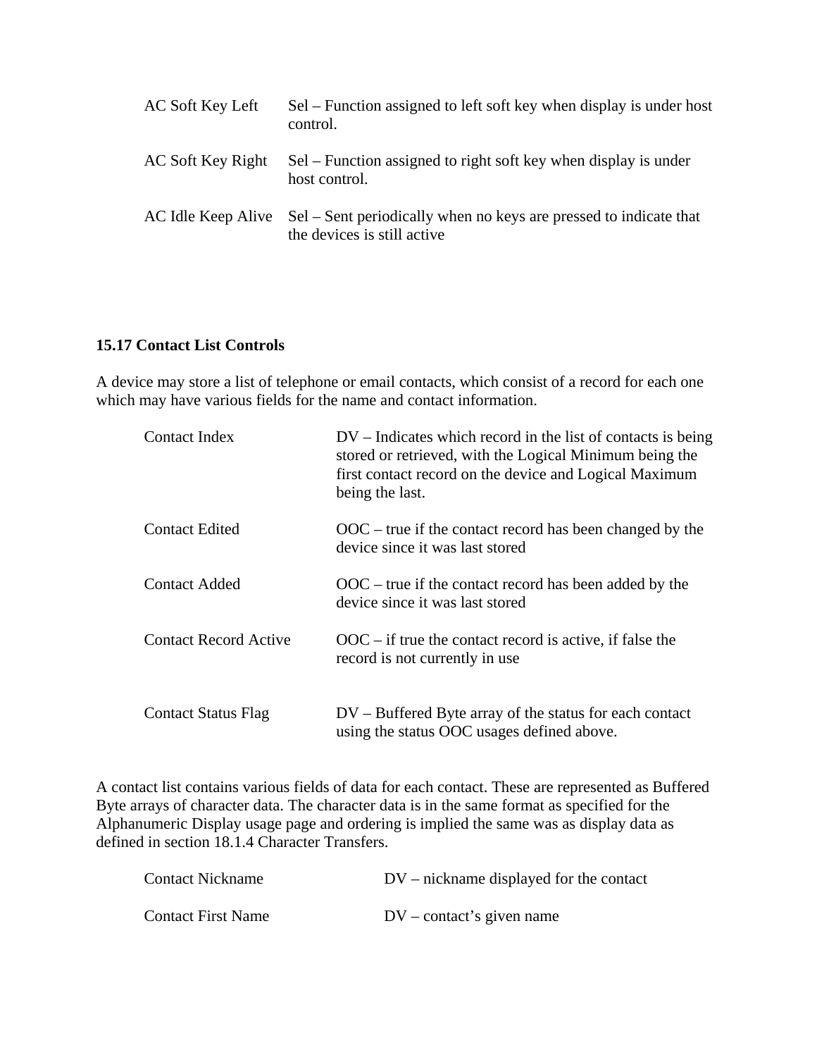| | |
|---|---|
| AC Soft Key Left | Sel – Function assigned to left soft key when display is under host control. |
| AC Soft Key Right | Sel – Function assigned to right soft key when display is under host control. |
| AC Idle Keep Alive | Sel – Sent periodically when no keys are pressed to indicate that the devices is still active |

### 15.17 Contact List Controls

A device may store a list of telephone or email contacts, which consist of a record for each one which may have various fields for the name and contact information.

| | |
|---|---|
| Contact Index | DV – Indicates which record in the list of contacts is being stored or retrieved, with the Logical Minimum being the first contact record on the device and Logical Maximum being the last. |
| Contact Edited | OOC – true if the contact record has been changed by the device since it was last stored |
| Contact Added | OOC – true if the contact record has been added by the device since it was last stored |
| Contact Record Active | OOC – if true the contact record is active, if false the record is not currently in use |
| Contact Status Flag | DV – Buffered Byte array of the status for each contact using the status OOC usages defined above. |

A contact list contains various fields of data for each contact. These are represented as Buffered Byte arrays of character data. The character data is in the same format as specified for the Alphanumeric Display usage page and ordering is implied the same was as display data as defined in section 18.1.4 Character Transfers.

| | |
|---|---|
| Contact Nickname | DV – nickname displayed for the contact |
| Contact First Name | DV – contact's given name |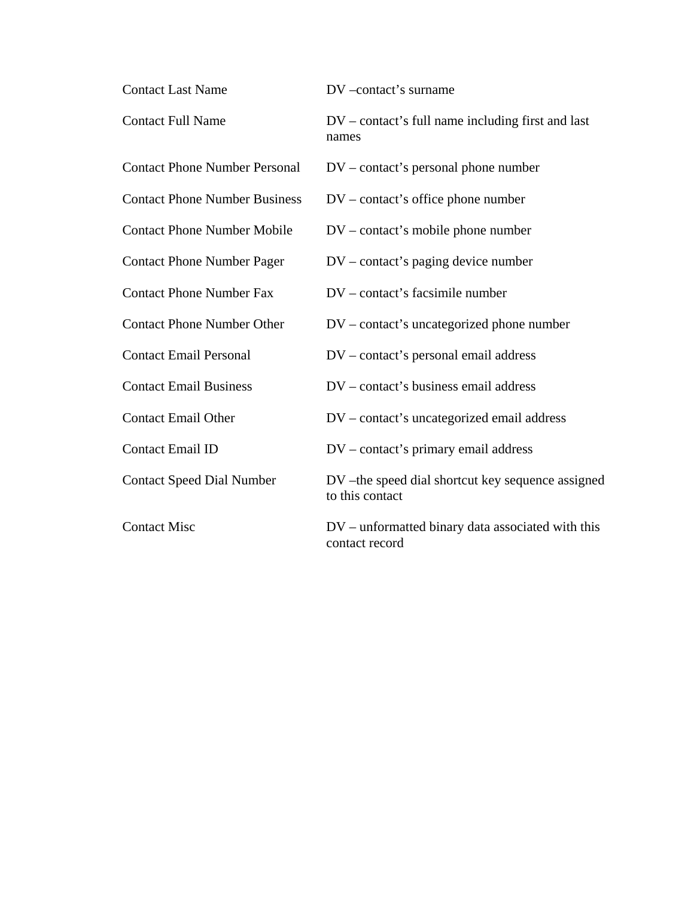| | |
|---|---|
| Contact Last Name | DV –contact's surname |
| Contact Full Name | DV – contact's full name including first and last names |
| Contact Phone Number Personal | DV – contact's personal phone number |
| Contact Phone Number Business | DV – contact's office phone number |
| Contact Phone Number Mobile | DV – contact's mobile phone number |
| Contact Phone Number Pager | DV – contact's paging device number |
| Contact Phone Number Fax | DV – contact's facsimile number |
| Contact Phone Number Other | DV – contact's uncategorized phone number |
| Contact Email Personal | DV – contact's personal email address |
| Contact Email Business | DV – contact's business email address |
| Contact Email Other | DV – contact's uncategorized email address |
| Contact Email ID | DV – contact's primary email address |
| Contact Speed Dial Number | DV –the speed dial shortcut key sequence assigned to this contact |
| Contact Misc | DV – unformatted binary data associated with this contact record |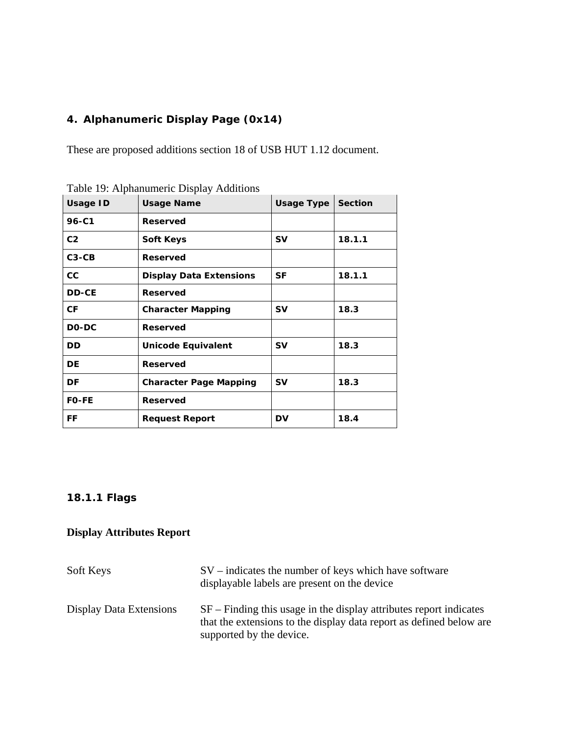## 4. Alphanumeric Display Page (0x14)

These are proposed additions section 18 of USB HUT 1.12 document.

Table 19: Alphanumeric Display Additions

| Usage ID | Usage Name | Usage Type | Section |
|---|---|---|---|
| 96-C1 | Reserved | | |
| C2 | Soft Keys | SV | 18.1.1 |
| C3-CB | Reserved | | |
| CC | Display Data Extensions | SF | 18.1.1 |
| DD-CE | Reserved | | |
| CF | Character Mapping | SV | 18.3 |
| D0-DC | Reserved | | |
| DD | Unicode Equivalent | SV | 18.3 |
| DE | Reserved | | |
| DF | Character Page Mapping | SV | 18.3 |
| F0-FE | Reserved | | |
| FF | Request Report | DV | 18.4 |

### 18.1.1 Flags

**Display Attributes Report**

Soft Keys — SV – indicates the number of keys which have software displayable labels are present on the device

Display Data Extensions — SF – Finding this usage in the display attributes report indicates that the extensions to the display data report as defined below are supported by the device.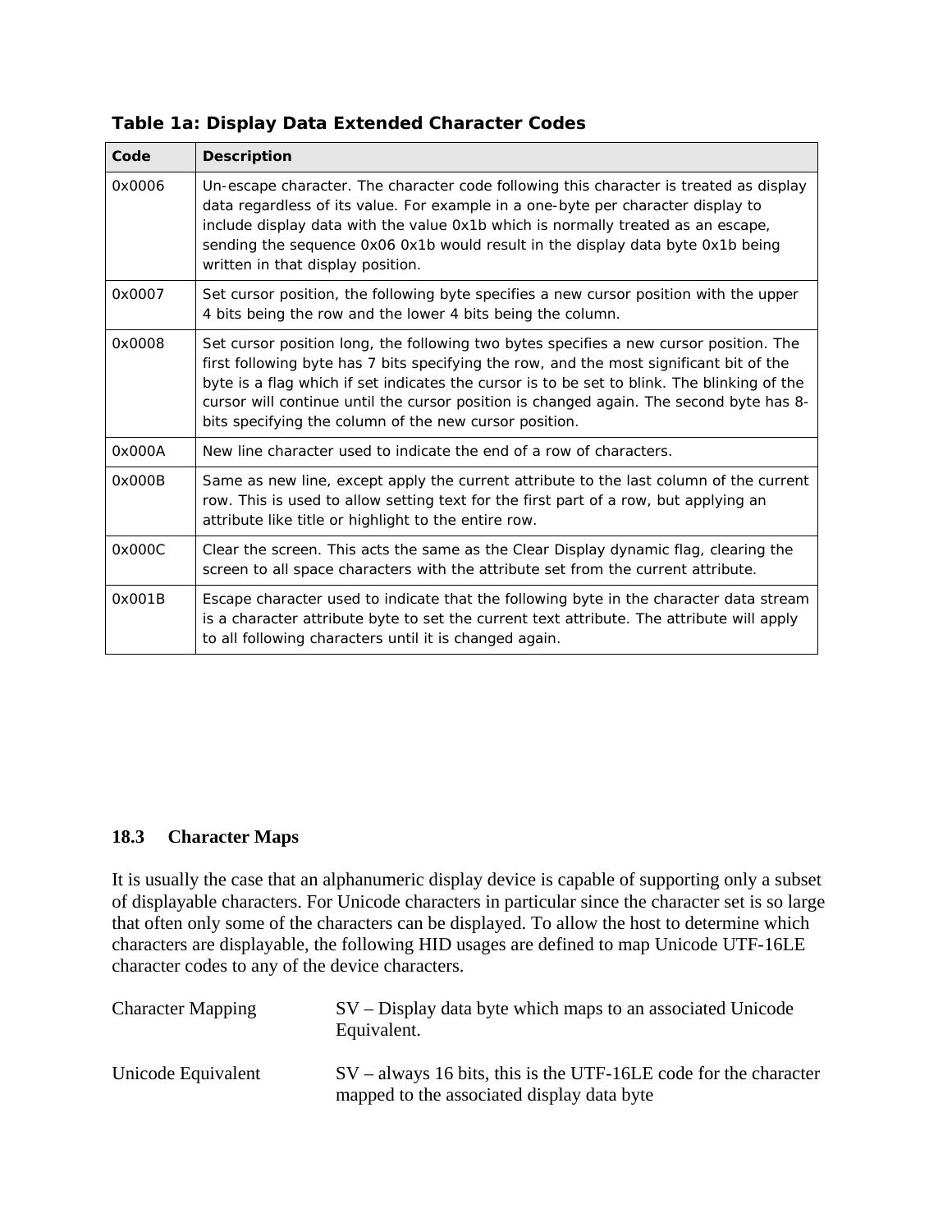**Table 1a: Display Data Extended Character Codes**

| Code | Description |
|---|---|
| 0x0006 | Un-escape character. The character code following this character is treated as display data regardless of its value. For example in a one-byte per character display to include display data with the value 0x1b which is normally treated as an escape, sending the sequence 0x06 0x1b would result in the display data byte 0x1b being written in that display position. |
| 0x0007 | Set cursor position, the following byte specifies a new cursor position with the upper 4 bits being the row and the lower 4 bits being the column. |
| 0x0008 | Set cursor position long, the following two bytes specifies a new cursor position. The first following byte has 7 bits specifying the row, and the most significant bit of the byte is a flag which if set indicates the cursor is to be set to blink. The blinking of the cursor will continue until the cursor position is changed again. The second byte has 8-bits specifying the column of the new cursor position. |
| 0x000A | New line character used to indicate the end of a row of characters. |
| 0x000B | Same as new line, except apply the current attribute to the last column of the current row. This is used to allow setting text for the first part of a row, but applying an attribute like title or highlight to the entire row. |
| 0x000C | Clear the screen. This acts the same as the Clear Display dynamic flag, clearing the screen to all space characters with the attribute set from the current attribute. |
| 0x001B | Escape character used to indicate that the following byte in the character data stream is a character attribute byte to set the current text attribute. The attribute will apply to all following characters until it is changed again. |

### 18.3 Character Maps

It is usually the case that an alphanumeric display device is capable of supporting only a subset of displayable characters. For Unicode characters in particular since the character set is so large that often only some of the characters can be displayed. To allow the host to determine which characters are displayable, the following HID usages are defined to map Unicode UTF-16LE character codes to any of the device characters.

| | |
|---|---|
| Character Mapping | SV – Display data byte which maps to an associated Unicode Equivalent. |
| Unicode Equivalent | SV – always 16 bits, this is the UTF-16LE code for the character mapped to the associated display data byte |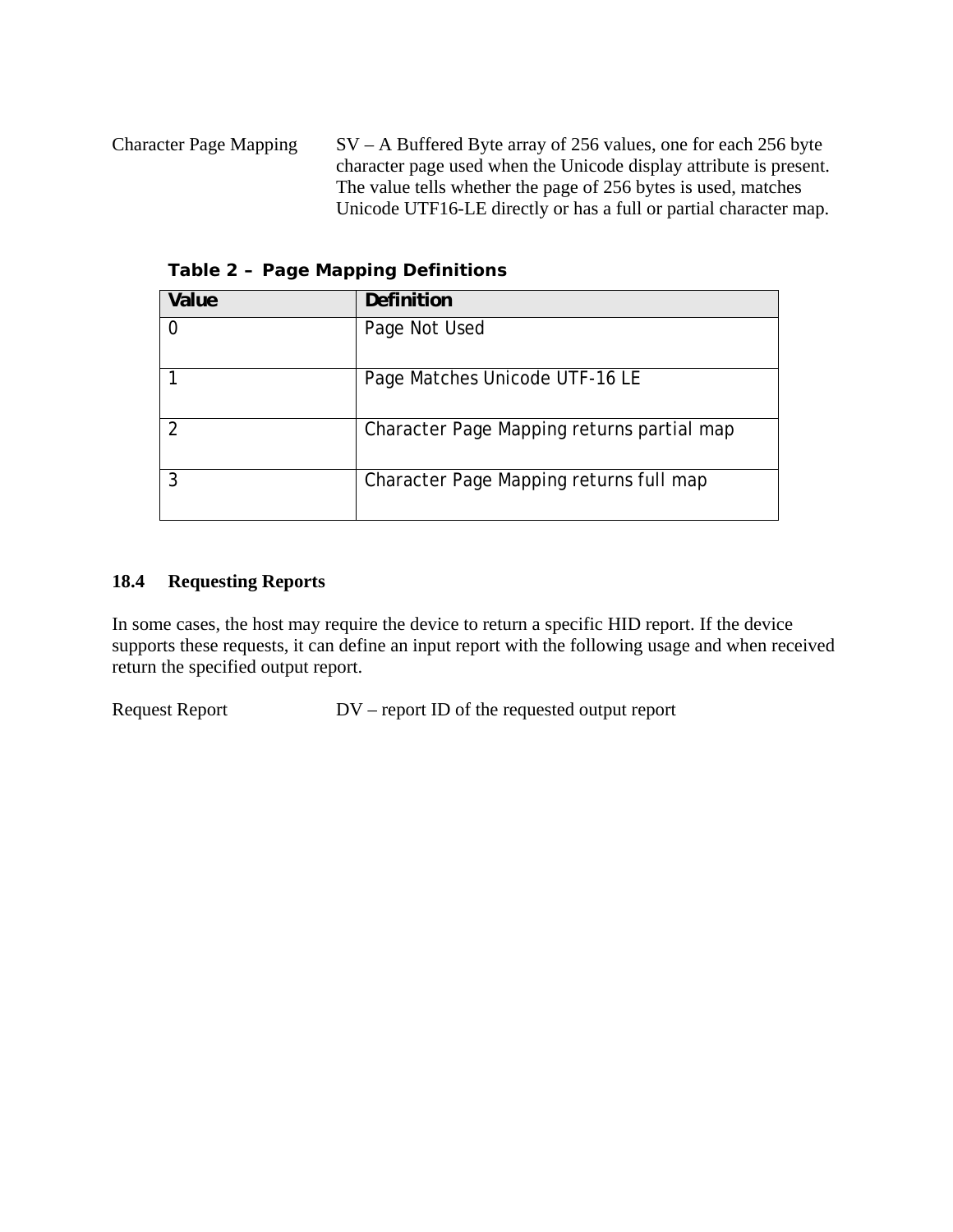Character Page Mapping SV – A Buffered Byte array of 256 values, one for each 256 byte character page used when the Unicode display attribute is present. The value tells whether the page of 256 bytes is used, matches Unicode UTF16-LE directly or has a full or partial character map.

**Table 2 – Page Mapping Definitions**

| Value | Definition |
| --- | --- |
| 0 | Page Not Used |
| 1 | Page Matches Unicode UTF-16 LE |
| 2 | Character Page Mapping returns partial map |
| 3 | Character Page Mapping returns full map |

### 18.4 Requesting Reports

In some cases, the host may require the device to return a specific HID report. If the device supports these requests, it can define an input report with the following usage and when received return the specified output report.

Request Report DV – report ID of the requested output report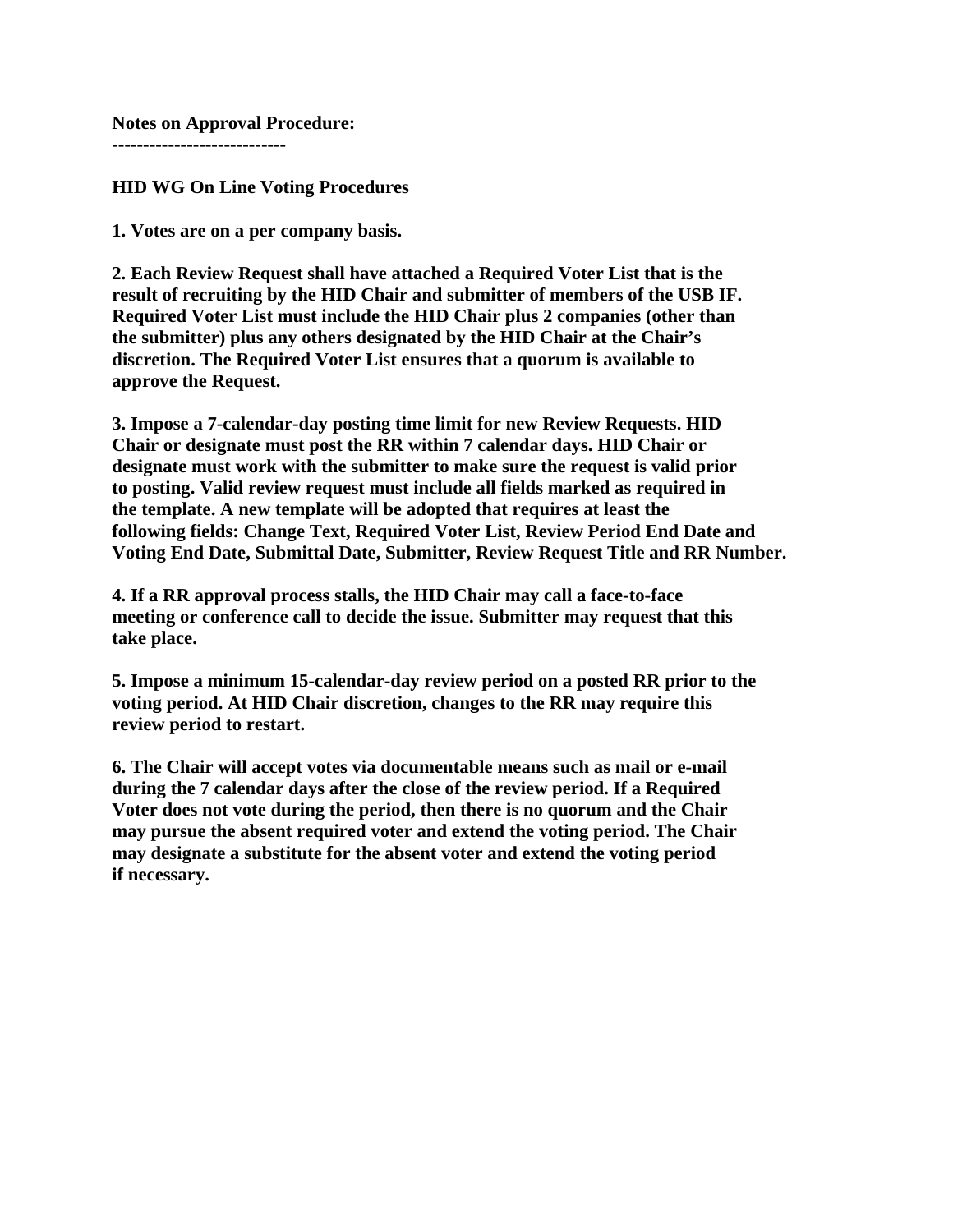**Notes on Approval Procedure:**

**----------------------------**

**HID WG On Line Voting Procedures**

**1. Votes are on a per company basis.**

**2. Each Review Request shall have attached a Required Voter List that is the result of recruiting by the HID Chair and submitter of members of the USB IF. Required Voter List must include the HID Chair plus 2 companies (other than the submitter) plus any others designated by the HID Chair at the Chair's discretion. The Required Voter List ensures that a quorum is available to approve the Request.**

**3. Impose a 7-calendar-day posting time limit for new Review Requests. HID Chair or designate must post the RR within 7 calendar days. HID Chair or designate must work with the submitter to make sure the request is valid prior to posting. Valid review request must include all fields marked as required in the template. A new template will be adopted that requires at least the following fields: Change Text, Required Voter List, Review Period End Date and Voting End Date, Submittal Date, Submitter, Review Request Title and RR Number.**

**4. If a RR approval process stalls, the HID Chair may call a face-to-face meeting or conference call to decide the issue. Submitter may request that this take place.**

**5. Impose a minimum 15-calendar-day review period on a posted RR prior to the voting period. At HID Chair discretion, changes to the RR may require this review period to restart.**

**6. The Chair will accept votes via documentable means such as mail or e-mail during the 7 calendar days after the close of the review period. If a Required Voter does not vote during the period, then there is no quorum and the Chair may pursue the absent required voter and extend the voting period. The Chair may designate a substitute for the absent voter and extend the voting period if necessary.**